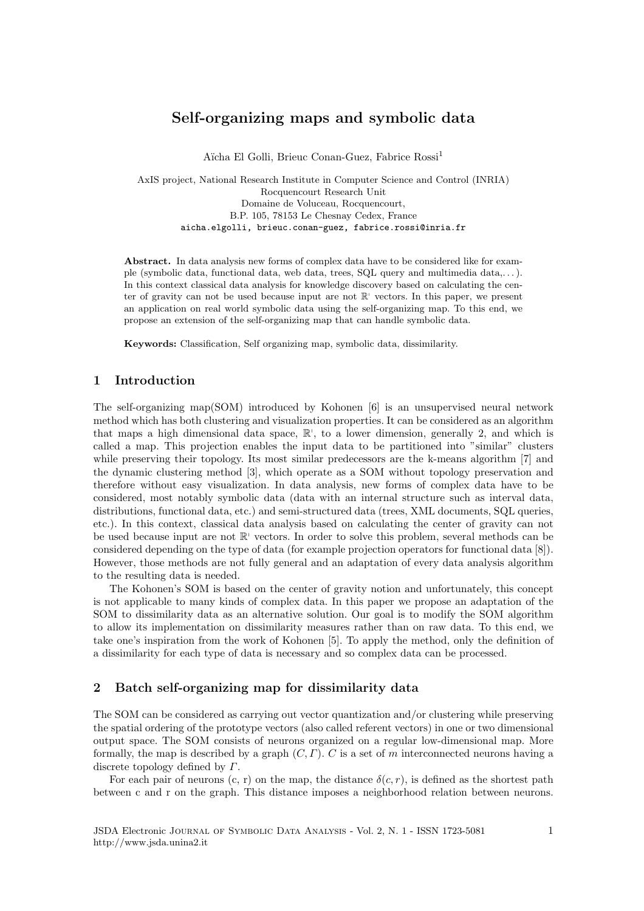# Self-organizing maps and symbolic data

Aïcha El Golli, Brieuc Conan-Guez, Fabrice Rossi[1]

AxIS project, National Research Institute in Computer Science and Control (INRIA)
Rocquencourt Research Unit
Domaine de Voluceau, Rocquencourt,
B.P. 105, 78153 Le Chesnay Cedex, France
aicha.elgolli, brieuc.conan-guez, fabrice.rossi@inria.fr

**Abstract.** In data analysis new forms of complex data have to be considered like for example (symbolic data, functional data, web data, trees, SQL query and multimedia data,. . . ). In this context classical data analysis for knowledge discovery based on calculating the center of gravity can not be used because input are not $\mathbb{R}^p$ vectors. In this paper, we present an application on real world symbolic data using the self-organizing map. To this end, we propose an extension of the self-organizing map that can handle symbolic data.

**Keywords:** Classification, Self organizing map, symbolic data, dissimilarity.

## 1 Introduction

The self-organizing map(SOM) introduced by Kohonen [6] is an unsupervised neural network method which has both clustering and visualization properties. It can be considered as an algorithm that maps a high dimensional data space, $\mathbb{R}^p$, to a lower dimension, generally 2, and which is called a map. This projection enables the input data to be partitioned into "similar" clusters while preserving their topology. Its most similar predecessors are the k-means algorithm [7] and the dynamic clustering method [3], which operate as a SOM without topology preservation and therefore without easy visualization. In data analysis, new forms of complex data have to be considered, most notably symbolic data (data with an internal structure such as interval data, distributions, functional data, etc.) and semi-structured data (trees, XML documents, SQL queries, etc.). In this context, classical data analysis based on calculating the center of gravity can not be used because input are not $\mathbb{R}^p$ vectors. In order to solve this problem, several methods can be considered depending on the type of data (for example projection operators for functional data [8]). However, those methods are not fully general and an adaptation of every data analysis algorithm to the resulting data is needed.

The Kohonen's SOM is based on the center of gravity notion and unfortunately, this concept is not applicable to many kinds of complex data. In this paper we propose an adaptation of the SOM to dissimilarity data as an alternative solution. Our goal is to modify the SOM algorithm to allow its implementation on dissimilarity measures rather than on raw data. To this end, we take one's inspiration from the work of Kohonen [5]. To apply the method, only the definition of a dissimilarity for each type of data is necessary and so complex data can be processed.

## 2 Batch self-organizing map for dissimilarity data

The SOM can be considered as carrying out vector quantization and/or clustering while preserving the spatial ordering of the prototype vectors (also called referent vectors) in one or two dimensional output space. The SOM consists of neurons organized on a regular low-dimensional map. More formally, the map is described by a graph $(C, \Gamma)$. $C$ is a set of $m$ interconnected neurons having a discrete topology defined by $\Gamma$.

For each pair of neurons (c, r) on the map, the distance $\delta(c, r)$, is defined as the shortest path between c and r on the graph. This distance imposes a neighborhood relation between neurons.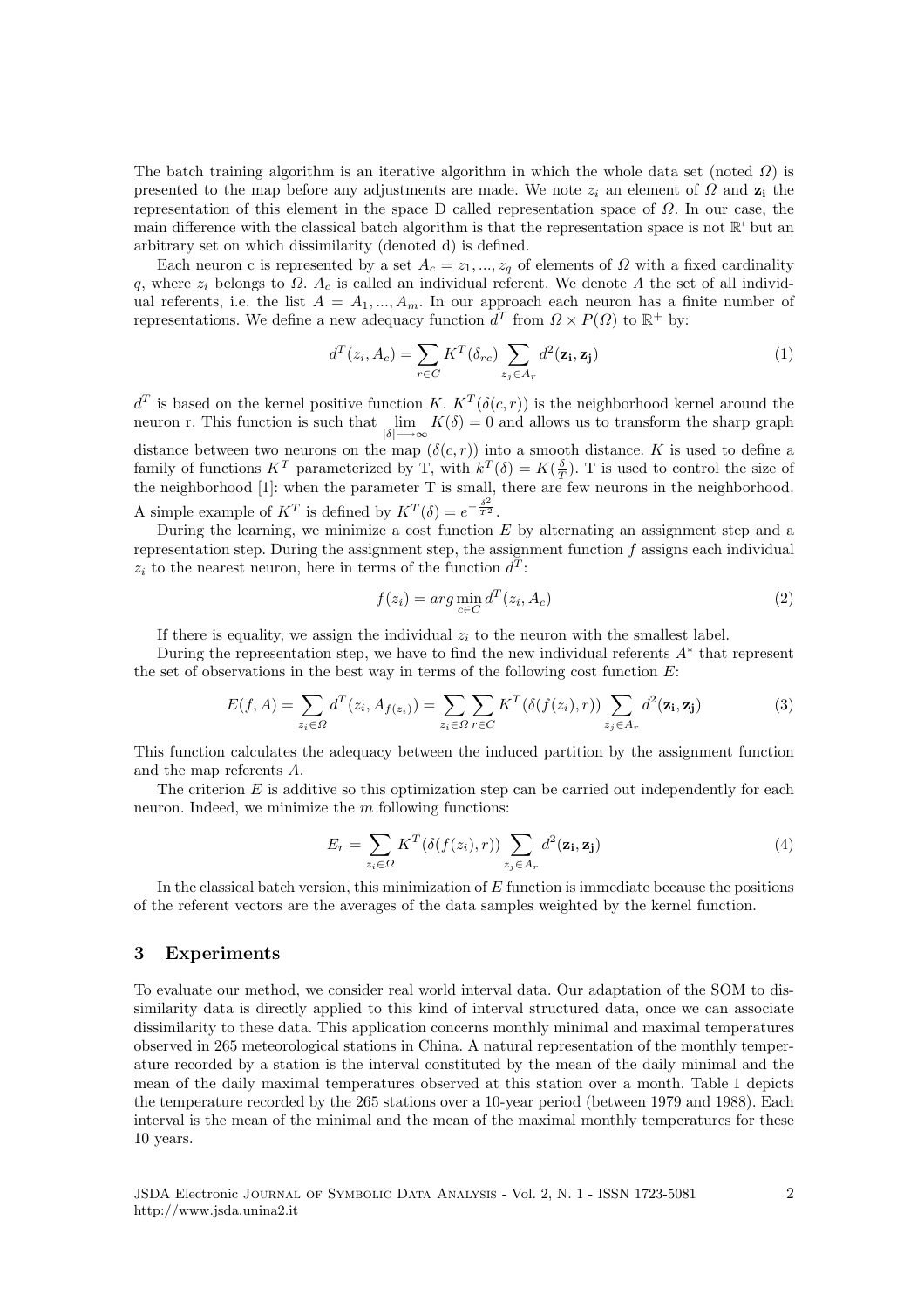The batch training algorithm is an iterative algorithm in which the whole data set (noted $\Omega$) is presented to the map before any adjustments are made. We note $z_i$ an element of $\Omega$ and $\mathbf{z_i}$ the representation of this element in the space D called representation space of $\Omega$. In our case, the main difference with the classical batch algorithm is that the representation space is not $\mathbb{R}^{\text{'}}$ but an arbitrary set on which dissimilarity (denoted d) is defined.

Each neuron c is represented by a set $A_c = z_1, ..., z_q$ of elements of $\Omega$ with a fixed cardinality $q$, where $z_i$ belongs to $\Omega$. $A_c$ is called an individual referent. We denote $A$ the set of all individual referents, i.e. the list $A = A_1, ..., A_m$. In our approach each neuron has a finite number of representations. We define a new adequacy function $d^T$ from $\Omega \times P(\Omega)$ to $\mathbb{R}^+$ by:

$$d^T(z_i, A_c) = \sum_{r \in C} K^T(\delta_{rc}) \sum_{z_j \in A_r} d^2(\mathbf{z_i}, \mathbf{z_j}) \tag{1}$$

$d^T$ is based on the kernel positive function $K$. $K^T(\delta(c,r))$ is the neighborhood kernel around the neuron r. This function is such that $\lim_{|\delta| \longrightarrow \infty} K(\delta) = 0$ and allows us to transform the sharp graph distance between two neurons on the map $(\delta(c,r))$ into a smooth distance. $K$ is used to define a family of functions $K^T$ parameterized by T, with $k^T(\delta) = K(\frac{\delta}{T})$. T is used to control the size of the neighborhood [1]: when the parameter T is small, there are few neurons in the neighborhood. A simple example of $K^T$ is defined by $K^T(\delta) = e^{-\frac{\delta^2}{T^2}}$.

During the learning, we minimize a cost function $E$ by alternating an assignment step and a representation step. During the assignment step, the assignment function $f$ assigns each individual $z_i$ to the nearest neuron, here in terms of the function $d^T$:

$$f(z_i) = arg \min_{c \in C} d^T(z_i, A_c) \tag{2}$$

If there is equality, we assign the individual $z_i$ to the neuron with the smallest label.

During the representation step, we have to find the new individual referents $A^*$ that represent the set of observations in the best way in terms of the following cost function $E$:

$$E(f, A) = \sum_{z_i \in \Omega} d^T(z_i, A_{f(z_i)}) = \sum_{z_i \in \Omega} \sum_{r \in C} K^T(\delta(f(z_i), r)) \sum_{z_j \in A_r} d^2(\mathbf{z_i}, \mathbf{z_j}) \tag{3}$$

This function calculates the adequacy between the induced partition by the assignment function and the map referents $A$.

The criterion $E$ is additive so this optimization step can be carried out independently for each neuron. Indeed, we minimize the $m$ following functions:

$$E_r = \sum_{z_i \in \Omega} K^T(\delta(f(z_i), r)) \sum_{z_j \in A_r} d^2(\mathbf{z_i}, \mathbf{z_j}) \tag{4}$$

In the classical batch version, this minimization of $E$ function is immediate because the positions of the referent vectors are the averages of the data samples weighted by the kernel function.

## 3 Experiments

To evaluate our method, we consider real world interval data. Our adaptation of the SOM to dissimilarity data is directly applied to this kind of interval structured data, once we can associate dissimilarity to these data. This application concerns monthly minimal and maximal temperatures observed in 265 meteorological stations in China. A natural representation of the monthly temperature recorded by a station is the interval constituted by the mean of the daily minimal and the mean of the daily maximal temperatures observed at this station over a month. Table 1 depicts the temperature recorded by the 265 stations over a 10-year period (between 1979 and 1988). Each interval is the mean of the minimal and the mean of the maximal monthly temperatures for these 10 years.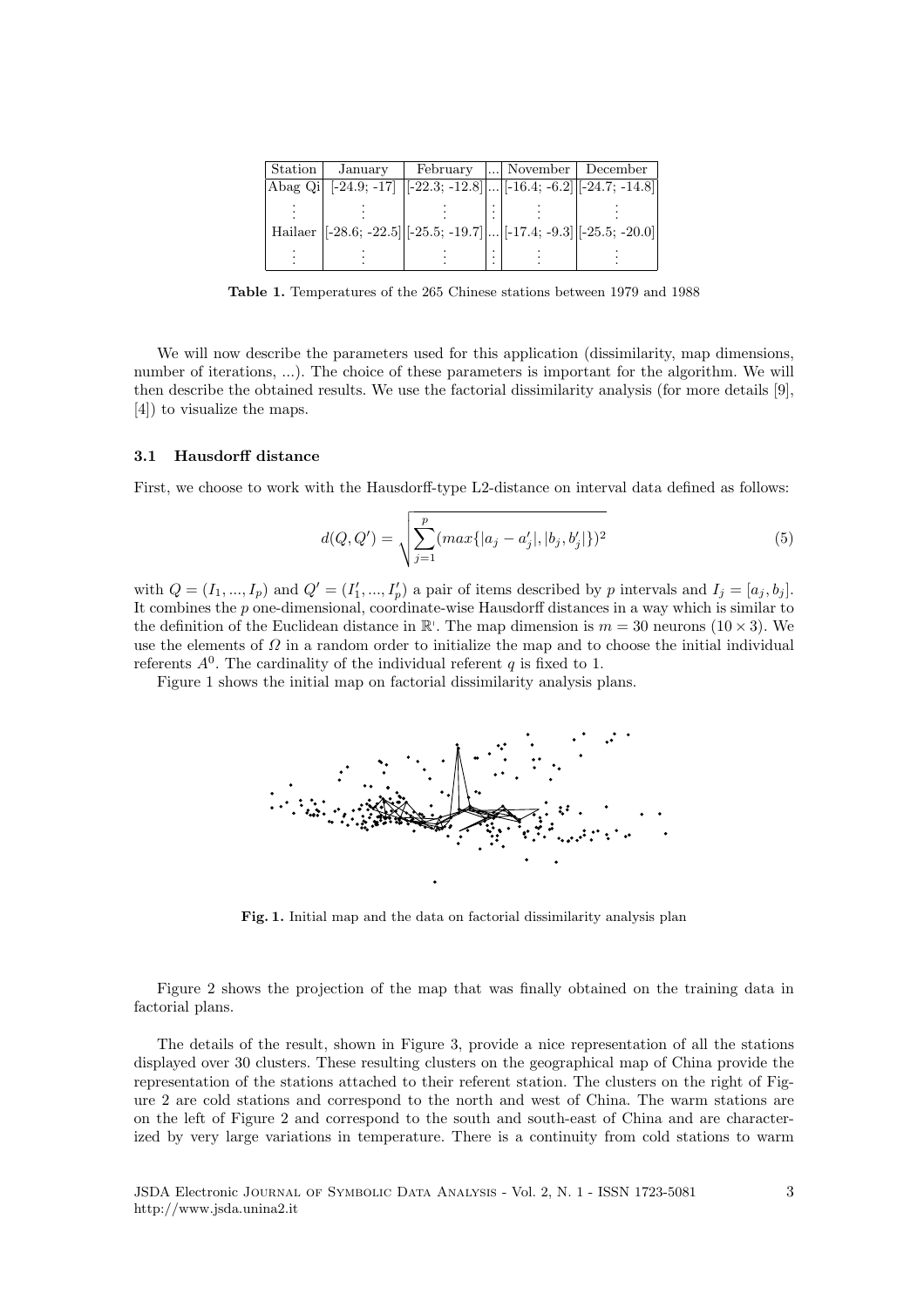| Station | January | February | ... | November | December |
|---|---|---|---|---|---|
| Abag Qi | [-24.9; -17] | [-22.3; -12.8] | ... | [-16.4; -6.2] | [-24.7; -14.8] |
| ⋮ | ⋮ | ⋮ | ⋮ | ⋮ | ⋮ |
| Hailaer | [-28.6; -22.5] | [-25.5; -19.7] | ... | [-17.4; -9.3] | [-25.5; -20.0] |
| ⋮ | ⋮ | ⋮ | ⋮ | ⋮ | ⋮ |

**Table 1.** Temperatures of the 265 Chinese stations between 1979 and 1988

We will now describe the parameters used for this application (dissimilarity, map dimensions, number of iterations, ...). The choice of these parameters is important for the algorithm. We will then describe the obtained results. We use the factorial dissimilarity analysis (for more details [9], [4]) to visualize the maps.

### 3.1 Hausdorff distance

First, we choose to work with the Hausdorff-type L2-distance on interval data defined as follows:

$$d(Q, Q') = \sqrt{\sum_{j=1}^{p} (max\{|a_j - a'_j|, |b_j, b'_j|\})^2} \tag{5}$$

with $Q = (I_1, ..., I_p)$ and $Q' = (I'_1, ..., I'_p)$ a pair of items described by $p$ intervals and $I_j = [a_j, b_j]$. It combines the $p$ one-dimensional, coordinate-wise Hausdorff distances in a way which is similar to the definition of the Euclidean distance in $\mathbb{R}^{\prime}$. The map dimension is $m = 30$ neurons ($10 \times 3$). We use the elements of $\Omega$ in a random order to initialize the map and to choose the initial individual referents $A^0$. The cardinality of the individual referent $q$ is fixed to 1.

Figure 1 shows the initial map on factorial dissimilarity analysis plans.

**Fig. 1.** Initial map and the data on factorial dissimilarity analysis plan

Figure 2 shows the projection of the map that was finally obtained on the training data in factorial plans.

The details of the result, shown in Figure 3, provide a nice representation of all the stations displayed over 30 clusters. These resulting clusters on the geographical map of China provide the representation of the stations attached to their referent station. The clusters on the right of Figure 2 are cold stations and correspond to the north and west of China. The warm stations are on the left of Figure 2 and correspond to the south and south-east of China and are characterized by very large variations in temperature. There is a continuity from cold stations to warm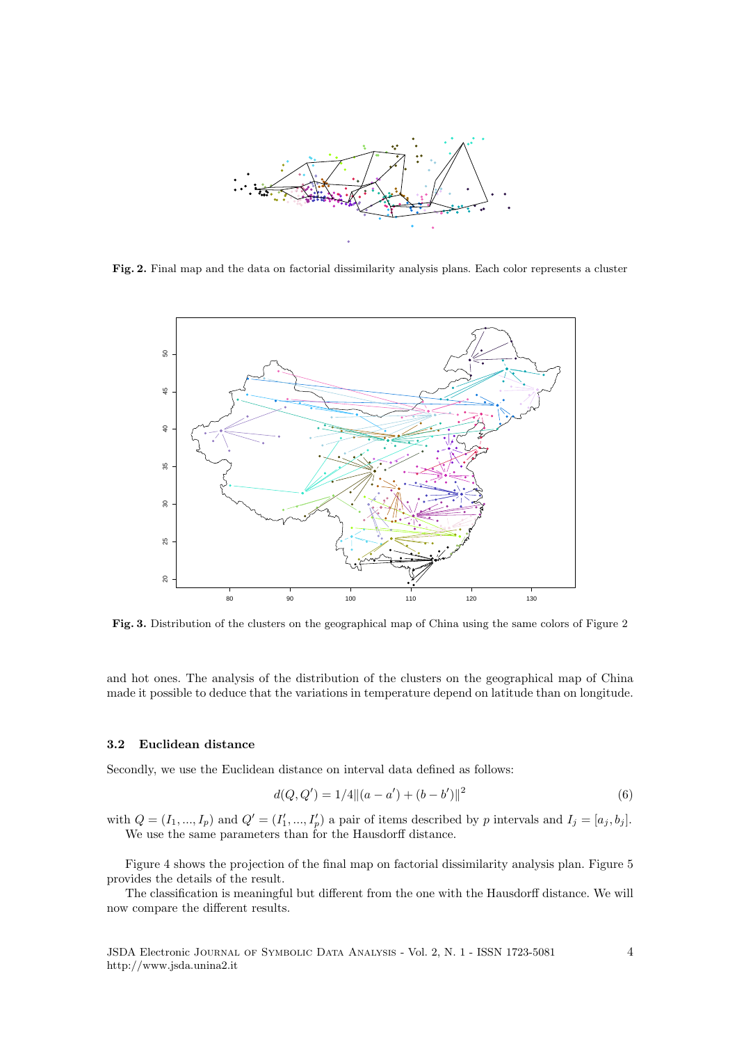**Fig. 2.** Final map and the data on factorial dissimilarity analysis plans. Each color represents a cluster

**Fig. 3.** Distribution of the clusters on the geographical map of China using the same colors of Figure 2

and hot ones. The analysis of the distribution of the clusters on the geographical map of China made it possible to deduce that the variations in temperature depend on latitude than on longitude.

### 3.2 Euclidean distance

Secondly, we use the Euclidean distance on interval data defined as follows:

$$d(Q, Q') = 1/4\|(a - a') + (b - b')\|^2 \tag{6}$$

with $Q = (I_1, ..., I_p)$ and $Q' = (I'_1, ..., I'_p)$ a pair of items described by $p$ intervals and $I_j = [a_j, b_j]$.
We use the same parameters than for the Hausdorff distance.

Figure 4 shows the projection of the final map on factorial dissimilarity analysis plan. Figure 5 provides the details of the result.

The classification is meaningful but different from the one with the Hausdorff distance. We will now compare the different results.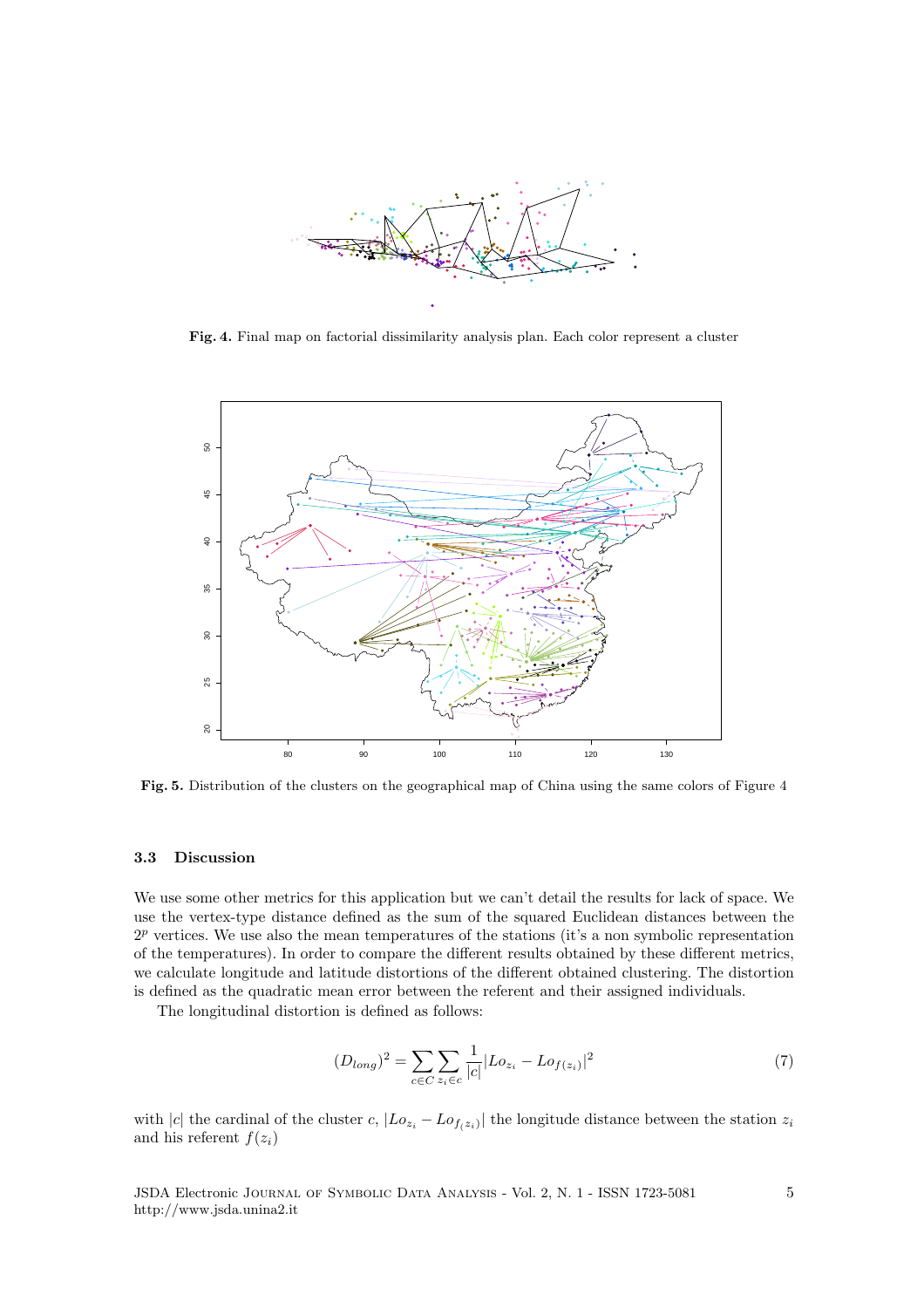**Fig. 4.** Final map on factorial dissimilarity analysis plan. Each color represent a cluster

**Fig. 5.** Distribution of the clusters on the geographical map of China using the same colors of Figure 4

### 3.3 Discussion

We use some other metrics for this application but we can't detail the results for lack of space. We use the vertex-type distance defined as the sum of the squared Euclidean distances between the $2^p$ vertices. We use also the mean temperatures of the stations (it's a non symbolic representation of the temperatures). In order to compare the different results obtained by these different metrics, we calculate longitude and latitude distortions of the different obtained clustering. The distortion is defined as the quadratic mean error between the referent and their assigned individuals.

The longitudinal distortion is defined as follows:

$$(D_{long})^2 = \sum_{c \in C} \sum_{z_i \in c} \frac{1}{|c|} |Lo_{z_i} - Lo_{f(z_i)}|^2 \tag{7}$$

with $|c|$ the cardinal of the cluster $c$, $|Lo_{z_i} - Lo_{f_{(z_i)}}|$ the longitude distance between the station $z_i$ and his referent $f(z_i)$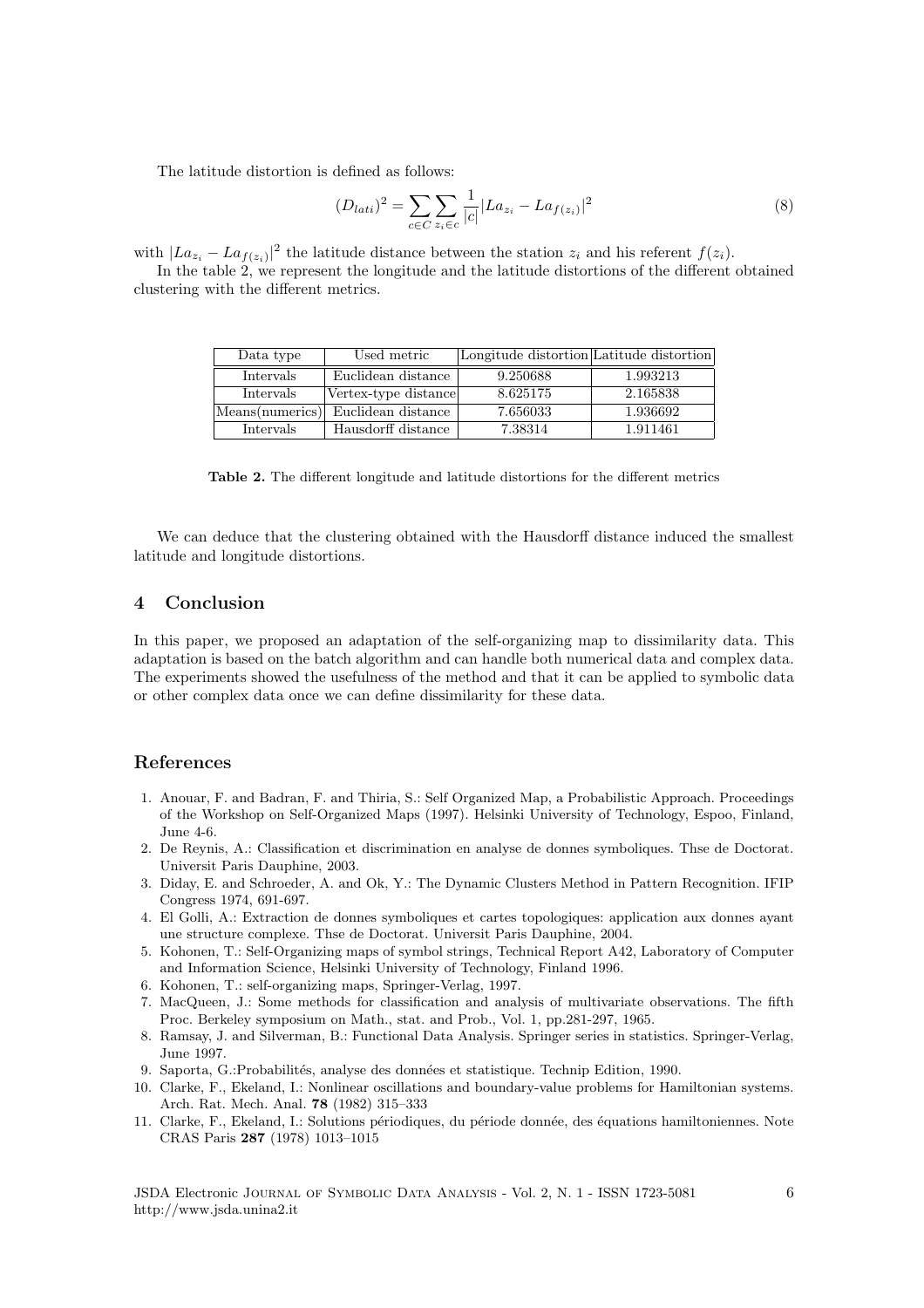The latitude distortion is defined as follows:

$$(D_{lati})^2 = \sum_{c \in C} \sum_{z_i \in c} \frac{1}{|c|} |La_{z_i} - La_{f(z_i)}|^2 \tag{8}$$

with $|La_{z_i} - La_{f(z_i)}|^2$ the latitude distance between the station $z_i$ and his referent $f(z_i)$.

In the table 2, we represent the longitude and the latitude distortions of the different obtained clustering with the different metrics.

| Data type | Used metric | Longitude distortion | Latitude distortion |
|---|---|---|---|
| Intervals | Euclidean distance | 9.250688 | 1.993213 |
| Intervals | Vertex-type distance | 8.625175 | 2.165838 |
| Means(numerics) | Euclidean distance | 7.656033 | 1.936692 |
| Intervals | Hausdorff distance | 7.38314 | 1.911461 |

**Table 2.** The different longitude and latitude distortions for the different metrics

We can deduce that the clustering obtained with the Hausdorff distance induced the smallest latitude and longitude distortions.

## 4 Conclusion

In this paper, we proposed an adaptation of the self-organizing map to dissimilarity data. This adaptation is based on the batch algorithm and can handle both numerical data and complex data. The experiments showed the usefulness of the method and that it can be applied to symbolic data or other complex data once we can define dissimilarity for these data.

## References

1. Anouar, F. and Badran, F. and Thiria, S.: Self Organized Map, a Probabilistic Approach. Proceedings of the Workshop on Self-Organized Maps (1997). Helsinki University of Technology, Espoo, Finland, June 4-6.
2. De Reynis, A.: Classification et discrimination en analyse de donnes symboliques. Thse de Doctorat. Universit Paris Dauphine, 2003.
3. Diday, E. and Schroeder, A. and Ok, Y.: The Dynamic Clusters Method in Pattern Recognition. IFIP Congress 1974, 691-697.
4. El Golli, A.: Extraction de donnes symboliques et cartes topologiques: application aux donnes ayant une structure complexe. Thse de Doctorat. Universit Paris Dauphine, 2004.
5. Kohonen, T.: Self-Organizing maps of symbol strings, Technical Report A42, Laboratory of Computer and Information Science, Helsinki University of Technology, Finland 1996.
6. Kohonen, T.: self-organizing maps, Springer-Verlag, 1997.
7. MacQueen, J.: Some methods for classification and analysis of multivariate observations. The fifth Proc. Berkeley symposium on Math., stat. and Prob., Vol. 1, pp.281-297, 1965.
8. Ramsay, J. and Silverman, B.: Functional Data Analysis. Springer series in statistics. Springer-Verlag, June 1997.
9. Saporta, G.:Probabilités, analyse des données et statistique. Technip Edition, 1990.
10. Clarke, F., Ekeland, I.: Nonlinear oscillations and boundary-value problems for Hamiltonian systems. Arch. Rat. Mech. Anal. **78** (1982) 315–333
11. Clarke, F., Ekeland, I.: Solutions périodiques, du période donnée, des équations hamiltoniennes. Note CRAS Paris **287** (1978) 1013–1015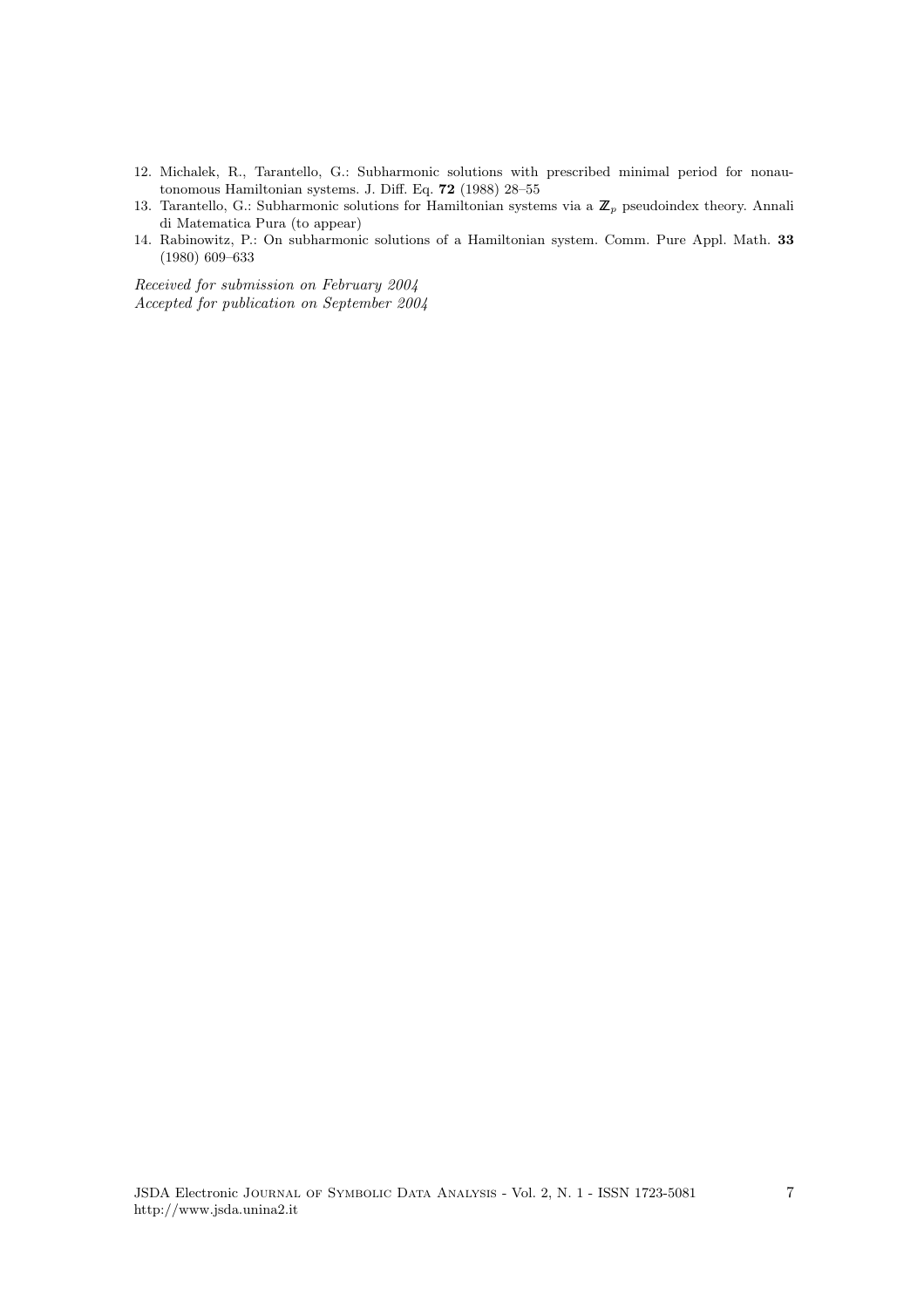12. Michalek, R., Tarantello, G.: Subharmonic solutions with prescribed minimal period for nonautonomous Hamiltonian systems. J. Diff. Eq. **72** (1988) 28–55
13. Tarantello, G.: Subharmonic solutions for Hamiltonian systems via a $\mathbb{Z}_p$ pseudoindex theory. Annali di Matematica Pura (to appear)
14. Rabinowitz, P.: On subharmonic solutions of a Hamiltonian system. Comm. Pure Appl. Math. **33** (1980) 609–633

*Received for submission on February 2004*
*Accepted for publication on September 2004*